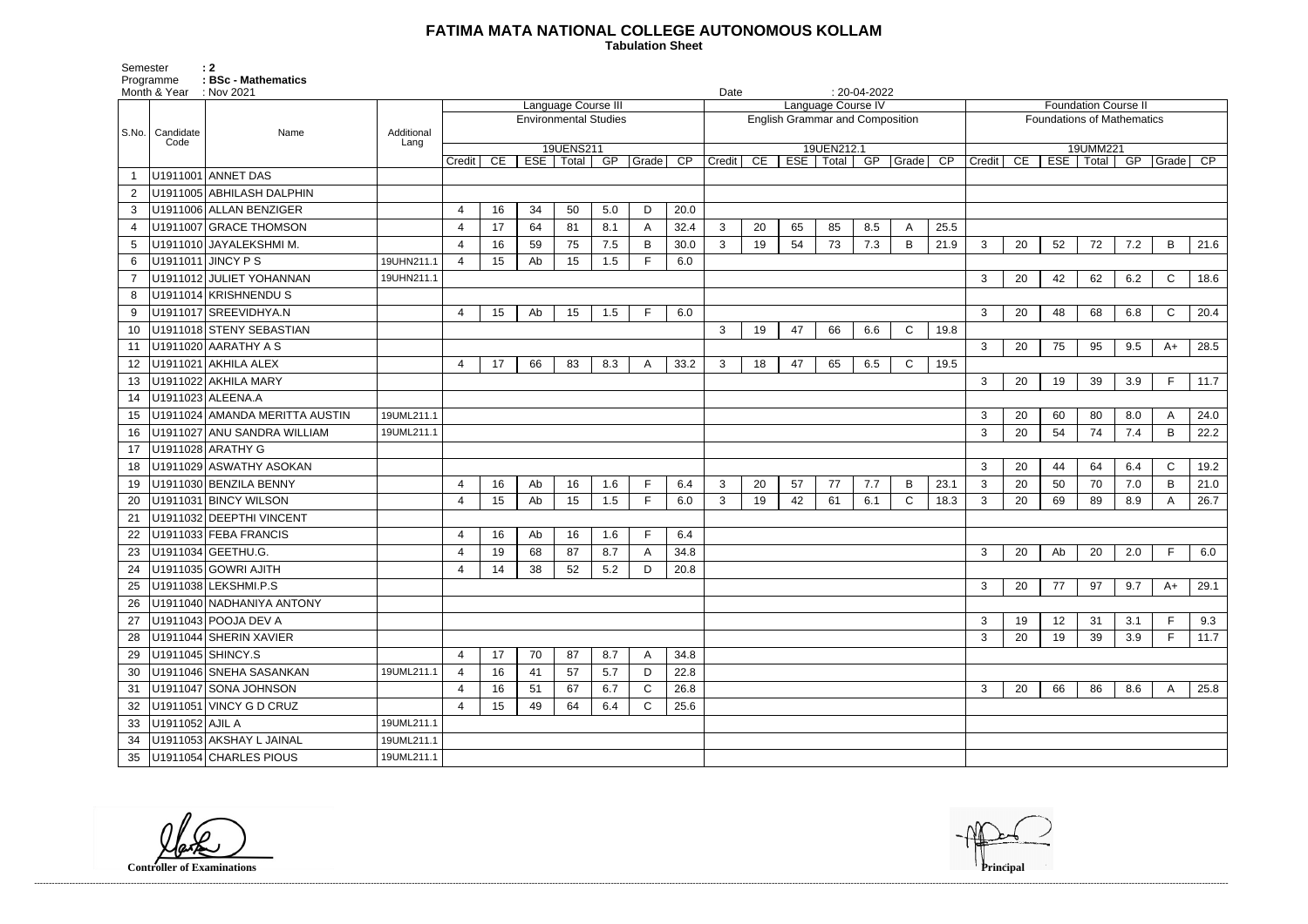# FATIMA MATA NATIONAL COLLEGE AUTONOMOUS KOLLAM

**Tabulation Sheet**

Semester : 2
Programme : BSc - Mathematics
Month & Year : Nov 2021
Date : 20-04-2022

| S.No. | Candidate Code | Name | Additional Lang | Language Course III | | | | | | | Language Course IV | | | | | | | Foundation Course II | | | | | | |
|---|---|---|---|---|---|---|---|---|---|---|---|---|---|---|---|---|---|---|---|---|---|---|---|---|
| | | | | Environmental Studies | | | | | | | English Grammar and Composition | | | | | | | Foundations of Mathematics | | | | | | |
| | | | | 19UENS211 | | | | | | | 19UEN212.1 | | | | | | | 19UMM221 | | | | | | |
| | | | | Credit | CE | ESE | Total | GP | Grade | CP | Credit | CE | ESE | Total | GP | Grade | CP | Credit | CE | ESE | Total | GP | Grade | CP |
| 1 | U1911001 | ANNET DAS | | | | | | | | | | | | | | | | | | | | | | |
| 2 | U1911005 | ABHILASH DALPHIN | | | | | | | | | | | | | | | | | | | | | | |
| 3 | U1911006 | ALLAN BENZIGER | | 4 | 16 | 34 | 50 | 5.0 | D | 20.0 | | | | | | | | | | | | | | |
| 4 | U1911007 | GRACE THOMSON | | 4 | 17 | 64 | 81 | 8.1 | A | 32.4 | 3 | 20 | 65 | 85 | 8.5 | A | 25.5 | | | | | | | |
| 5 | U1911010 | JAYALEKSHMI M. | | 4 | 16 | 59 | 75 | 7.5 | B | 30.0 | 3 | 19 | 54 | 73 | 7.3 | B | 21.9 | 3 | 20 | 52 | 72 | 7.2 | B | 21.6 |
| 6 | U1911011 | JINCY P S | 19UHN211.1 | 4 | 15 | Ab | 15 | 1.5 | F | 6.0 | | | | | | | | | | | | | | |
| 7 | U1911012 | JULIET YOHANNAN | 19UHN211.1 | | | | | | | | | | | | | | | 3 | 20 | 42 | 62 | 6.2 | C | 18.6 |
| 8 | U1911014 | KRISHNENDU S | | | | | | | | | | | | | | | | | | | | | | |
| 9 | U1911017 | SREEVIDHYA.N | | 4 | 15 | Ab | 15 | 1.5 | F | 6.0 | | | | | | | | 3 | 20 | 48 | 68 | 6.8 | C | 20.4 |
| 10 | U1911018 | STENY SEBASTIAN | | | | | | | | | 3 | 19 | 47 | 66 | 6.6 | C | 19.8 | | | | | | | |
| 11 | U1911020 | AARATHY A S | | | | | | | | | | | | | | | | 3 | 20 | 75 | 95 | 9.5 | A+ | 28.5 |
| 12 | U1911021 | AKHILA ALEX | | 4 | 17 | 66 | 83 | 8.3 | A | 33.2 | 3 | 18 | 47 | 65 | 6.5 | C | 19.5 | | | | | | | |
| 13 | U1911022 | AKHILA MARY | | | | | | | | | | | | | | | | 3 | 20 | 19 | 39 | 3.9 | F | 11.7 |
| 14 | U1911023 | ALEENA.A | | | | | | | | | | | | | | | | | | | | | | |
| 15 | U1911024 | AMANDA MERITTA AUSTIN | 19UML211.1 | | | | | | | | | | | | | | | 3 | 20 | 60 | 80 | 8.0 | A | 24.0 |
| 16 | U1911027 | ANU SANDRA WILLIAM | 19UML211.1 | | | | | | | | | | | | | | | 3 | 20 | 54 | 74 | 7.4 | B | 22.2 |
| 17 | U1911028 | ARATHY G | | | | | | | | | | | | | | | | | | | | | | |
| 18 | U1911029 | ASWATHY ASOKAN | | | | | | | | | | | | | | | | 3 | 20 | 44 | 64 | 6.4 | C | 19.2 |
| 19 | U1911030 | BENZILA BENNY | | 4 | 16 | Ab | 16 | 1.6 | F | 6.4 | 3 | 20 | 57 | 77 | 7.7 | B | 23.1 | 3 | 20 | 50 | 70 | 7.0 | B | 21.0 |
| 20 | U1911031 | BINCY WILSON | | 4 | 15 | Ab | 15 | 1.5 | F | 6.0 | 3 | 19 | 42 | 61 | 6.1 | C | 18.3 | 3 | 20 | 69 | 89 | 8.9 | A | 26.7 |
| 21 | U1911032 | DEEPTHI VINCENT | | | | | | | | | | | | | | | | | | | | | | |
| 22 | U1911033 | FEBA FRANCIS | | 4 | 16 | Ab | 16 | 1.6 | F | 6.4 | | | | | | | | | | | | | | |
| 23 | U1911034 | GEETHU.G. | | 4 | 19 | 68 | 87 | 8.7 | A | 34.8 | | | | | | | | 3 | 20 | Ab | 20 | 2.0 | F | 6.0 |
| 24 | U1911035 | GOWRI AJITH | | 4 | 14 | 38 | 52 | 5.2 | D | 20.8 | | | | | | | | | | | | | | |
| 25 | U1911038 | LEKSHMI.P.S | | | | | | | | | | | | | | | | 3 | 20 | 77 | 97 | 9.7 | A+ | 29.1 |
| 26 | U1911040 | NADHANIYA ANTONY | | | | | | | | | | | | | | | | | | | | | | |
| 27 | U1911043 | POOJA DEV A | | | | | | | | | | | | | | | | 3 | 19 | 12 | 31 | 3.1 | F | 9.3 |
| 28 | U1911044 | SHERIN XAVIER | | | | | | | | | | | | | | | | 3 | 20 | 19 | 39 | 3.9 | F | 11.7 |
| 29 | U1911045 | SHINCY.S | | 4 | 17 | 70 | 87 | 8.7 | A | 34.8 | | | | | | | | | | | | | | |
| 30 | U1911046 | SNEHA SASANKAN | 19UML211.1 | 4 | 16 | 41 | 57 | 5.7 | D | 22.8 | | | | | | | | | | | | | | |
| 31 | U1911047 | SONA JOHNSON | | 4 | 16 | 51 | 67 | 6.7 | C | 26.8 | | | | | | | | 3 | 20 | 66 | 86 | 8.6 | A | 25.8 |
| 32 | U1911051 | VINCY G D CRUZ | | 4 | 15 | 49 | 64 | 6.4 | C | 25.6 | | | | | | | | | | | | | | |
| 33 | U1911052 | AJIL A | 19UML211.1 | | | | | | | | | | | | | | | | | | | | | |
| 34 | U1911053 | AKSHAY L JAINAL | 19UML211.1 | | | | | | | | | | | | | | | | | | | | | |
| 35 | U1911054 | CHARLES PIOUS | 19UML211.1 | | | | | | | | | | | | | | | | | | | | | |

**Controller of Examinations** **Principal**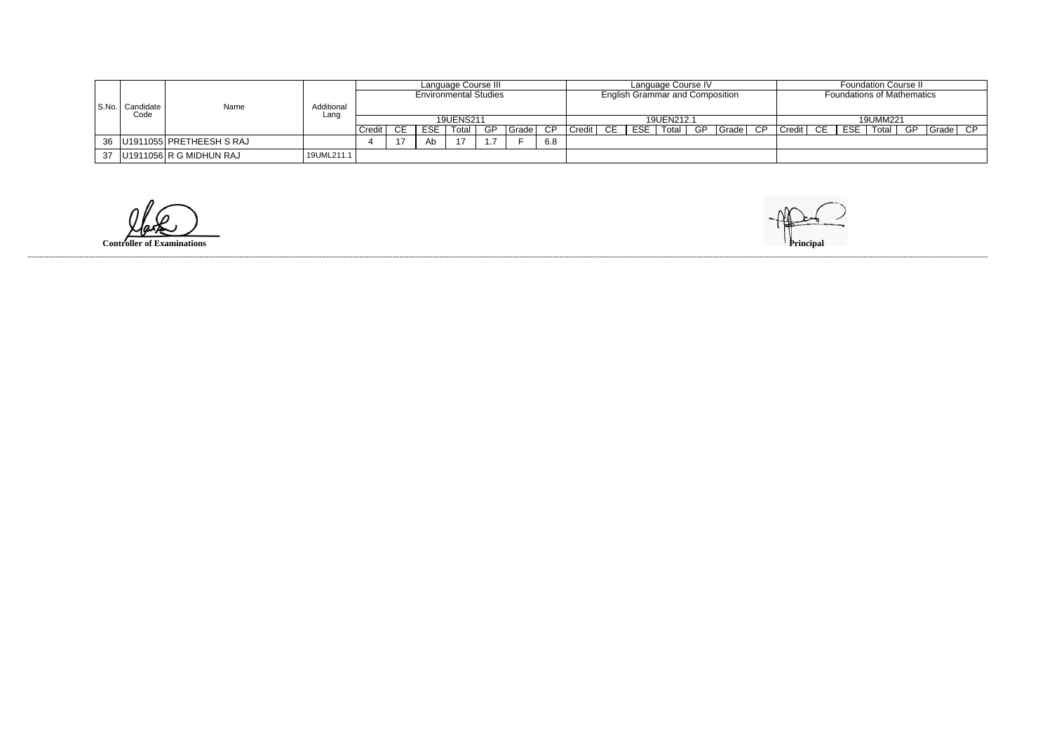| S.No. | Candidate Code | Name | Additional Lang | Language Course III Environmental Studies 19UENS211 | | | | | | | Language Course IV English Grammar and Composition 19UEN212.1 | | | | | | | Foundation Course II Foundations of Mathematics 19UMM221 | | | | | | |
|---|---|---|---|---|---|---|---|---|---|---|---|---|---|---|---|---|---|---|---|---|---|---|---|---|
| | | | | Credit | CE | ESE | Total | GP | Grade | CP | Credit | CE | ESE | Total | GP | Grade | CP | Credit | CE | ESE | Total | GP | Grade | CP |
| 36 | U1911055 | PRETHEESH S RAJ | | 4 | 17 | Ab | 17 | 1.7 | F | 6.8 | | | | | | | | | | | | | | |
| 37 | U1911056 | R G MIDHUN RAJ | 19UML211.1 | | | | | | | | | | | | | | | | | | | | | |

**Controller of Examinations**

**Principal**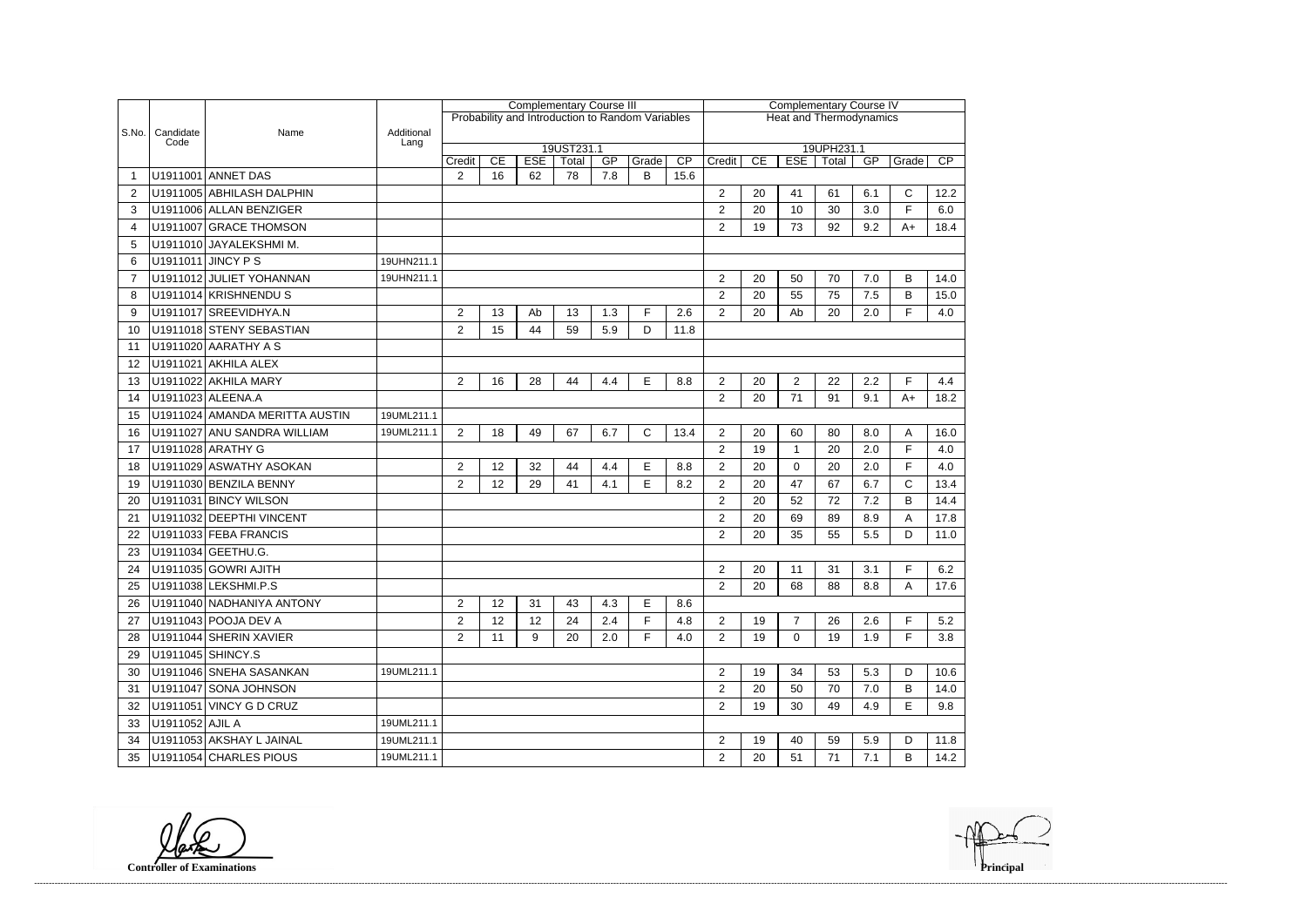| S.No. | Candidate Code | Name | Additional Lang | Complementary Course III | | | | | | | Complementary Course IV | | | | | | |
|---|---|---|---|---|---|---|---|---|---|---|---|---|---|---|---|---|---|
| | | | | Probability and Introduction to Random Variables | | | | | | | Heat and Thermodynamics | | | | | | |
| | | | | 19UST231.1 | | | | | | | 19UPH231.1 | | | | | | |
| | | | | Credit | CE | ESE | Total | GP | Grade | CP | Credit | CE | ESE | Total | GP | Grade | CP |
| 1 | U1911001 | ANNET DAS | | 2 | 16 | 62 | 78 | 7.8 | B | 15.6 | | | | | | | |
| 2 | U1911005 | ABHILASH DALPHIN | | | | | | | | | 2 | 20 | 41 | 61 | 6.1 | C | 12.2 |
| 3 | U1911006 | ALLAN BENZIGER | | | | | | | | | 2 | 20 | 10 | 30 | 3.0 | F | 6.0 |
| 4 | U1911007 | GRACE THOMSON | | | | | | | | | 2 | 19 | 73 | 92 | 9.2 | A+ | 18.4 |
| 5 | U1911010 | JAYALEKSHMI M. | | | | | | | | | | | | | | | |
| 6 | U1911011 | JINCY P S | 19UHN211.1 | | | | | | | | | | | | | | |
| 7 | U1911012 | JULIET YOHANNAN | 19UHN211.1 | | | | | | | | 2 | 20 | 50 | 70 | 7.0 | B | 14.0 |
| 8 | U1911014 | KRISHNENDU S | | | | | | | | | 2 | 20 | 55 | 75 | 7.5 | B | 15.0 |
| 9 | U1911017 | SREEVIDHYA.N | | 2 | 13 | Ab | 13 | 1.3 | F | 2.6 | 2 | 20 | Ab | 20 | 2.0 | F | 4.0 |
| 10 | U1911018 | STENY SEBASTIAN | | 2 | 15 | 44 | 59 | 5.9 | D | 11.8 | | | | | | | |
| 11 | U1911020 | AARATHY A S | | | | | | | | | | | | | | | |
| 12 | U1911021 | AKHILA ALEX | | | | | | | | | | | | | | | |
| 13 | U1911022 | AKHILA MARY | | 2 | 16 | 28 | 44 | 4.4 | E | 8.8 | 2 | 20 | 2 | 22 | 2.2 | F | 4.4 |
| 14 | U1911023 | ALEENA.A | | | | | | | | | 2 | 20 | 71 | 91 | 9.1 | A+ | 18.2 |
| 15 | U1911024 | AMANDA MERITTA AUSTIN | 19UML211.1 | | | | | | | | | | | | | | |
| 16 | U1911027 | ANU SANDRA WILLIAM | 19UML211.1 | 2 | 18 | 49 | 67 | 6.7 | C | 13.4 | 2 | 20 | 60 | 80 | 8.0 | A | 16.0 |
| 17 | U1911028 | ARATHY G | | | | | | | | | 2 | 19 | 1 | 20 | 2.0 | F | 4.0 |
| 18 | U1911029 | ASWATHY ASOKAN | | 2 | 12 | 32 | 44 | 4.4 | E | 8.8 | 2 | 20 | 0 | 20 | 2.0 | F | 4.0 |
| 19 | U1911030 | BENZILA BENNY | | 2 | 12 | 29 | 41 | 4.1 | E | 8.2 | 2 | 20 | 47 | 67 | 6.7 | C | 13.4 |
| 20 | U1911031 | BINCY WILSON | | | | | | | | | 2 | 20 | 52 | 72 | 7.2 | B | 14.4 |
| 21 | U1911032 | DEEPTHI VINCENT | | | | | | | | | 2 | 20 | 69 | 89 | 8.9 | A | 17.8 |
| 22 | U1911033 | FEBA FRANCIS | | | | | | | | | 2 | 20 | 35 | 55 | 5.5 | D | 11.0 |
| 23 | U1911034 | GEETHU.G. | | | | | | | | | | | | | | | |
| 24 | U1911035 | GOWRI AJITH | | | | | | | | | 2 | 20 | 11 | 31 | 3.1 | F | 6.2 |
| 25 | U1911038 | LEKSHMI.P.S | | | | | | | | | 2 | 20 | 68 | 88 | 8.8 | A | 17.6 |
| 26 | U1911040 | NADHANIYA ANTONY | | 2 | 12 | 31 | 43 | 4.3 | E | 8.6 | | | | | | | |
| 27 | U1911043 | POOJA DEV A | | 2 | 12 | 12 | 24 | 2.4 | F | 4.8 | 2 | 19 | 7 | 26 | 2.6 | F | 5.2 |
| 28 | U1911044 | SHERIN XAVIER | | 2 | 11 | 9 | 20 | 2.0 | F | 4.0 | 2 | 19 | 0 | 19 | 1.9 | F | 3.8 |
| 29 | U1911045 | SHINCY.S | | | | | | | | | | | | | | | |
| 30 | U1911046 | SNEHA SASANKAN | 19UML211.1 | | | | | | | | 2 | 19 | 34 | 53 | 5.3 | D | 10.6 |
| 31 | U1911047 | SONA JOHNSON | | | | | | | | | 2 | 20 | 50 | 70 | 7.0 | B | 14.0 |
| 32 | U1911051 | VINCY G D CRUZ | | | | | | | | | 2 | 19 | 30 | 49 | 4.9 | E | 9.8 |
| 33 | U1911052 | AJIL A | 19UML211.1 | | | | | | | | | | | | | | |
| 34 | U1911053 | AKSHAY L JAINAL | 19UML211.1 | | | | | | | | 2 | 19 | 40 | 59 | 5.9 | D | 11.8 |
| 35 | U1911054 | CHARLES PIOUS | 19UML211.1 | | | | | | | | 2 | 20 | 51 | 71 | 7.1 | B | 14.2 |

**Controller of Examinations**

**Principal**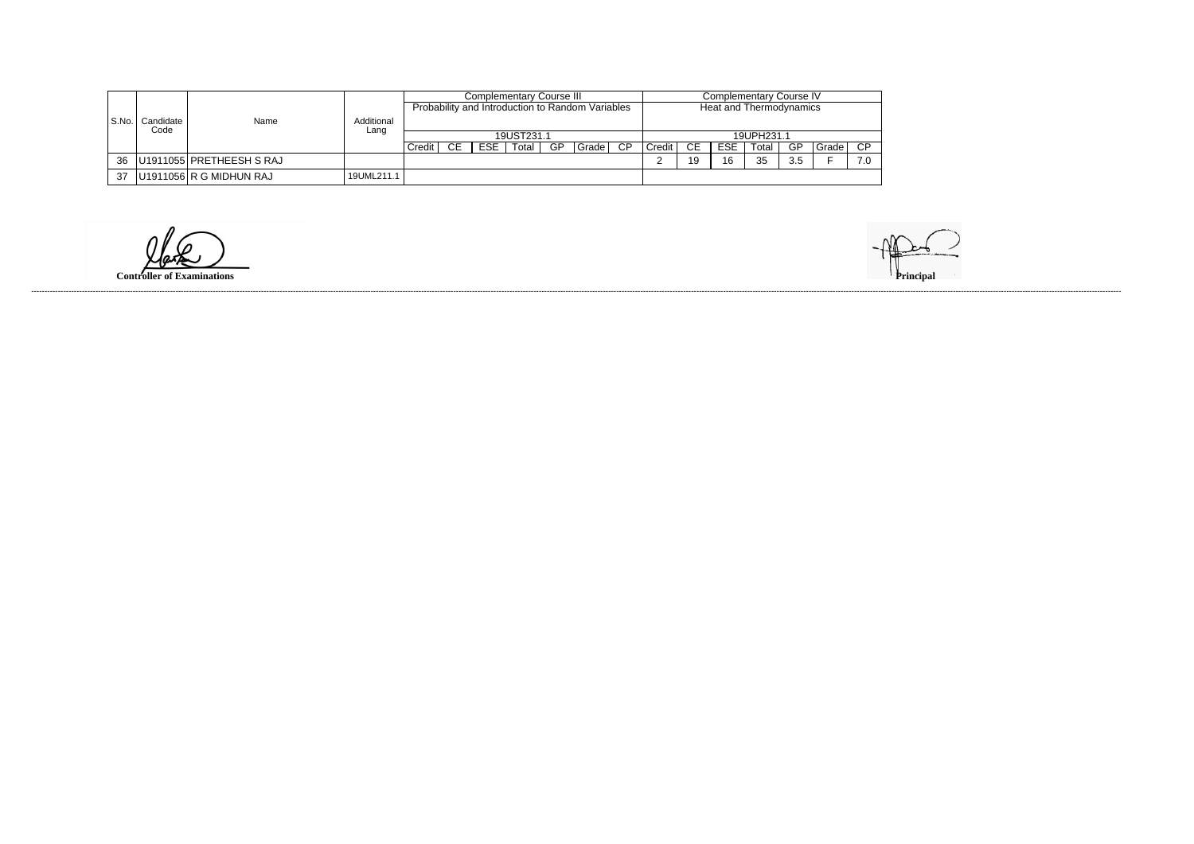| S.No. | Candidate Code | Name | Additional Lang | Complementary Course III | | | | | | | Complementary Course IV | | | | | | |
|---|---|---|---|---|---|---|---|---|---|---|---|---|---|---|---|---|---|
| | | | | Probability and Introduction to Random Variables | | | | | | | Heat and Thermodynamics | | | | | | |
| | | | | 19UST231.1 | | | | | | | 19UPH231.1 | | | | | | |
| | | | | Credit | CE | ESE | Total | GP | Grade | CP | Credit | CE | ESE | Total | GP | Grade | CP |
| 36 | U1911055 | PRETHEESH S RAJ | | | | | | | | | 2 | 19 | 16 | 35 | 3.5 | F | 7.0 |
| 37 | U1911056 | R G MIDHUN RAJ | 19UML211.1 | | | | | | | | | | | | | | |

**Controller of Examinations**

**Principal**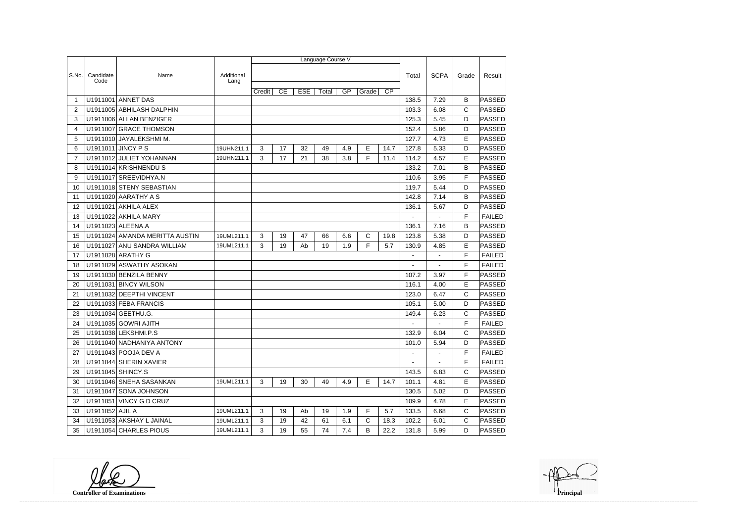| S.No. | Candidate Code | Name | Additional Lang | Language Course V | | | | | | | Total | SCPA | Grade | Result |
|---|---|---|---|---|---|---|---|---|---|---|---|---|---|---|
| | | | | Credit | CE | ESE | Total | GP | Grade | CP | | | | |
| 1 | U1911001 | ANNET DAS | | | | | | | | | 138.5 | 7.29 | B | PASSED |
| 2 | U1911005 | ABHILASH DALPHIN | | | | | | | | | 103.3 | 6.08 | C | PASSED |
| 3 | U1911006 | ALLAN BENZIGER | | | | | | | | | 125.3 | 5.45 | D | PASSED |
| 4 | U1911007 | GRACE THOMSON | | | | | | | | | 152.4 | 5.86 | D | PASSED |
| 5 | U1911010 | JAYALEKSHMI M. | | | | | | | | | 127.7 | 4.73 | E | PASSED |
| 6 | U1911011 | JINCY P S | 19UHN211.1 | 3 | 17 | 32 | 49 | 4.9 | E | 14.7 | 127.8 | 5.33 | D | PASSED |
| 7 | U1911012 | JULIET YOHANNAN | 19UHN211.1 | 3 | 17 | 21 | 38 | 3.8 | F | 11.4 | 114.2 | 4.57 | E | PASSED |
| 8 | U1911014 | KRISHNENDU S | | | | | | | | | 133.2 | 7.01 | B | PASSED |
| 9 | U1911017 | SREEVIDHYA.N | | | | | | | | | 110.6 | 3.95 | F | PASSED |
| 10 | U1911018 | STENY SEBASTIAN | | | | | | | | | 119.7 | 5.44 | D | PASSED |
| 11 | U1911020 | AARATHY A S | | | | | | | | | 142.8 | 7.14 | B | PASSED |
| 12 | U1911021 | AKHILA ALEX | | | | | | | | | 136.1 | 5.67 | D | PASSED |
| 13 | U1911022 | AKHILA MARY | | | | | | | | | - | - | F | FAILED |
| 14 | U1911023 | ALEENA.A | | | | | | | | | 136.1 | 7.16 | B | PASSED |
| 15 | U1911024 | AMANDA MERITTA AUSTIN | 19UML211.1 | 3 | 19 | 47 | 66 | 6.6 | C | 19.8 | 123.8 | 5.38 | D | PASSED |
| 16 | U1911027 | ANU SANDRA WILLIAM | 19UML211.1 | 3 | 19 | Ab | 19 | 1.9 | F | 5.7 | 130.9 | 4.85 | E | PASSED |
| 17 | U1911028 | ARATHY G | | | | | | | | | - | - | F | FAILED |
| 18 | U1911029 | ASWATHY ASOKAN | | | | | | | | | - | - | F | FAILED |
| 19 | U1911030 | BENZILA BENNY | | | | | | | | | 107.2 | 3.97 | F | PASSED |
| 20 | U1911031 | BINCY WILSON | | | | | | | | | 116.1 | 4.00 | E | PASSED |
| 21 | U1911032 | DEEPTHI VINCENT | | | | | | | | | 123.0 | 6.47 | C | PASSED |
| 22 | U1911033 | FEBA FRANCIS | | | | | | | | | 105.1 | 5.00 | D | PASSED |
| 23 | U1911034 | GEETHU.G. | | | | | | | | | 149.4 | 6.23 | C | PASSED |
| 24 | U1911035 | GOWRI AJITH | | | | | | | | | - | - | F | FAILED |
| 25 | U1911038 | LEKSHMI.P.S | | | | | | | | | 132.9 | 6.04 | C | PASSED |
| 26 | U1911040 | NADHANIYA ANTONY | | | | | | | | | 101.0 | 5.94 | D | PASSED |
| 27 | U1911043 | POOJA DEV A | | | | | | | | | - | - | F | FAILED |
| 28 | U1911044 | SHERIN XAVIER | | | | | | | | | - | - | F | FAILED |
| 29 | U1911045 | SHINCY.S | | | | | | | | | 143.5 | 6.83 | C | PASSED |
| 30 | U1911046 | SNEHA SASANKAN | 19UML211.1 | 3 | 19 | 30 | 49 | 4.9 | E | 14.7 | 101.1 | 4.81 | E | PASSED |
| 31 | U1911047 | SONA JOHNSON | | | | | | | | | 130.5 | 5.02 | D | PASSED |
| 32 | U1911051 | VINCY G D CRUZ | | | | | | | | | 109.9 | 4.78 | E | PASSED |
| 33 | U1911052 | AJIL A | 19UML211.1 | 3 | 19 | Ab | 19 | 1.9 | F | 5.7 | 133.5 | 6.68 | C | PASSED |
| 34 | U1911053 | AKSHAY L JAINAL | 19UML211.1 | 3 | 19 | 42 | 61 | 6.1 | C | 18.3 | 102.2 | 6.01 | C | PASSED |
| 35 | U1911054 | CHARLES PIOUS | 19UML211.1 | 3 | 19 | 55 | 74 | 7.4 | B | 22.2 | 131.8 | 5.99 | D | PASSED |

**Controller of Examinations** **Principal**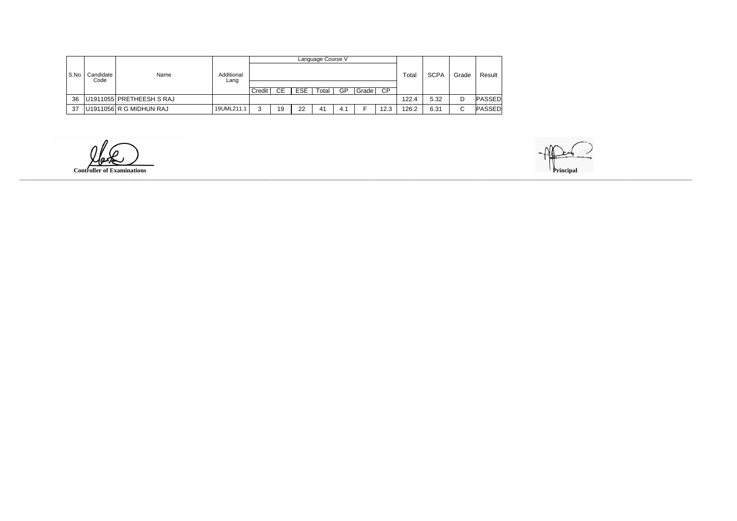| S.No. | Candidate Code | Name | Additional Lang | Language Course V | | | | | | | Total | SCPA | Grade | Result |
|---|---|---|---|---|---|---|---|---|---|---|---|---|---|---|
| | | | | Credit | CE | ESE | Total | GP | Grade | CP | | | | |
| 36 | U1911055 | PRETHEESH S RAJ | | | | | | | | | 122.4 | 5.32 | D | PASSED |
| 37 | U1911056 | R G MIDHUN RAJ | 19UML211.1 | 3 | 19 | 22 | 41 | 4.1 | F | 12.3 | 126.2 | 6.31 | C | PASSED |

**Controller of Examinations**

**Principal**